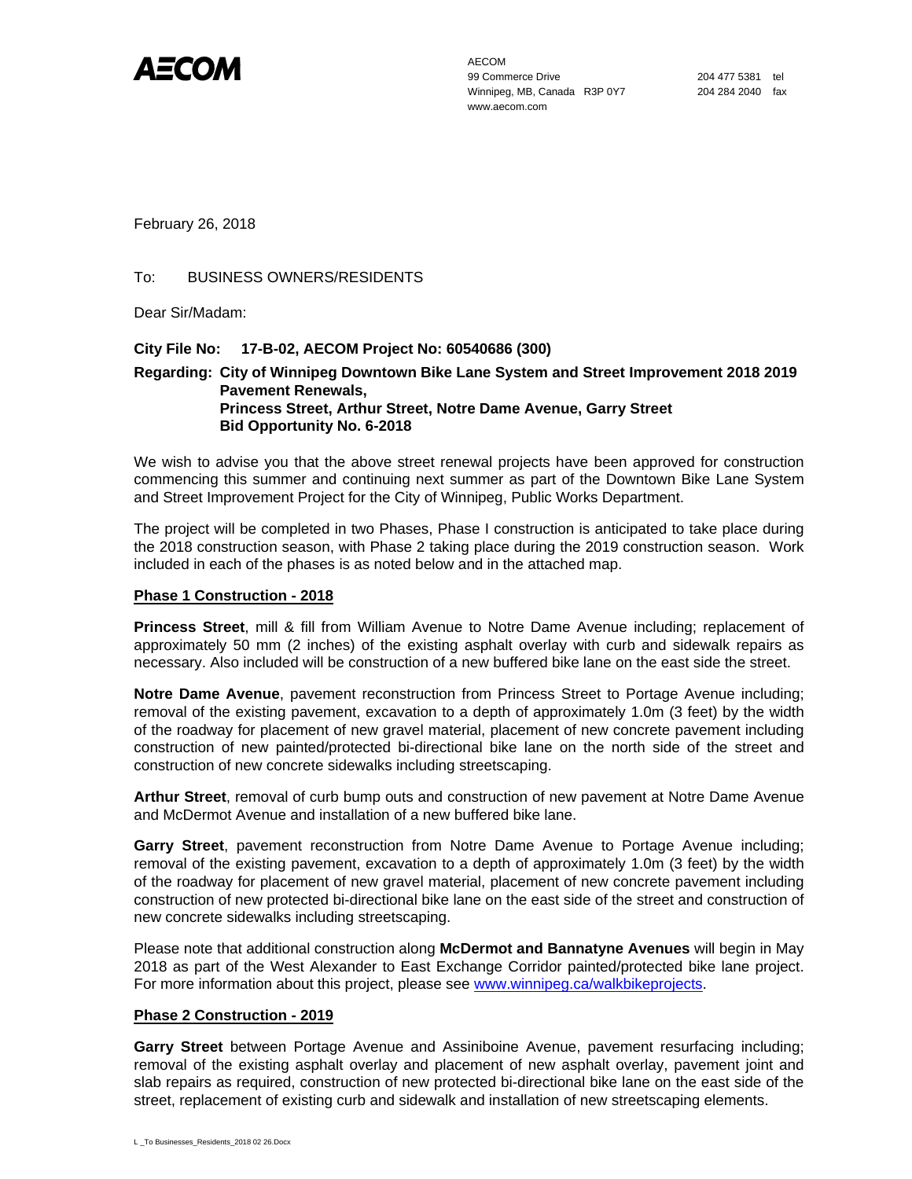**AECOM**

AECOM
99 Commerce Drive
Winnipeg, MB, Canada R3P 0Y7
www.aecom.com

204 477 5381 tel
204 284 2040 fax

February 26, 2018

To: BUSINESS OWNERS/RESIDENTS

Dear Sir/Madam:

**City File No: 17-B-02, AECOM Project No: 60540686 (300)**

**Regarding: City of Winnipeg Downtown Bike Lane System and Street Improvement 2018 2019 Pavement Renewals,**
**Princess Street, Arthur Street, Notre Dame Avenue, Garry Street**
**Bid Opportunity No. 6-2018**

We wish to advise you that the above street renewal projects have been approved for construction commencing this summer and continuing next summer as part of the Downtown Bike Lane System and Street Improvement Project for the City of Winnipeg, Public Works Department.

The project will be completed in two Phases, Phase I construction is anticipated to take place during the 2018 construction season, with Phase 2 taking place during the 2019 construction season. Work included in each of the phases is as noted below and in the attached map.

**Phase 1 Construction - 2018**

**Princess Street**, mill & fill from William Avenue to Notre Dame Avenue including; replacement of approximately 50 mm (2 inches) of the existing asphalt overlay with curb and sidewalk repairs as necessary. Also included will be construction of a new buffered bike lane on the east side the street.

**Notre Dame Avenue**, pavement reconstruction from Princess Street to Portage Avenue including; removal of the existing pavement, excavation to a depth of approximately 1.0m (3 feet) by the width of the roadway for placement of new gravel material, placement of new concrete pavement including construction of new painted/protected bi-directional bike lane on the north side of the street and construction of new concrete sidewalks including streetscaping.

**Arthur Street**, removal of curb bump outs and construction of new pavement at Notre Dame Avenue and McDermot Avenue and installation of a new buffered bike lane.

**Garry Street**, pavement reconstruction from Notre Dame Avenue to Portage Avenue including; removal of the existing pavement, excavation to a depth of approximately 1.0m (3 feet) by the width of the roadway for placement of new gravel material, placement of new concrete pavement including construction of new protected bi-directional bike lane on the east side of the street and construction of new concrete sidewalks including streetscaping.

Please note that additional construction along **McDermot and Bannatyne Avenues** will begin in May 2018 as part of the West Alexander to East Exchange Corridor painted/protected bike lane project. For more information about this project, please see www.winnipeg.ca/walkbikeprojects.

**Phase 2 Construction - 2019**

**Garry Street** between Portage Avenue and Assiniboine Avenue, pavement resurfacing including; removal of the existing asphalt overlay and placement of new asphalt overlay, pavement joint and slab repairs as required, construction of new protected bi-directional bike lane on the east side of the street, replacement of existing curb and sidewalk and installation of new streetscaping elements.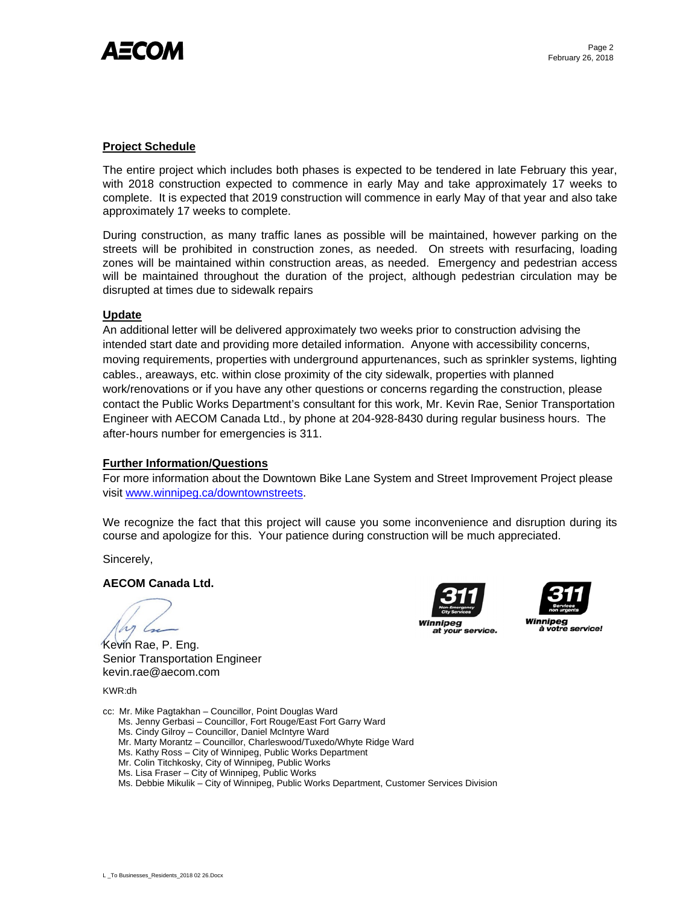**Project Schedule**

The entire project which includes both phases is expected to be tendered in late February this year, with 2018 construction expected to commence in early May and take approximately 17 weeks to complete. It is expected that 2019 construction will commence in early May of that year and also take approximately 17 weeks to complete.

During construction, as many traffic lanes as possible will be maintained, however parking on the streets will be prohibited in construction zones, as needed. On streets with resurfacing, loading zones will be maintained within construction areas, as needed. Emergency and pedestrian access will be maintained throughout the duration of the project, although pedestrian circulation may be disrupted at times due to sidewalk repairs

**Update**

An additional letter will be delivered approximately two weeks prior to construction advising the intended start date and providing more detailed information. Anyone with accessibility concerns, moving requirements, properties with underground appurtenances, such as sprinkler systems, lighting cables., areaways, etc. within close proximity of the city sidewalk, properties with planned work/renovations or if you have any other questions or concerns regarding the construction, please contact the Public Works Department's consultant for this work, Mr. Kevin Rae, Senior Transportation Engineer with AECOM Canada Ltd., by phone at 204-928-8430 during regular business hours. The after-hours number for emergencies is 311.

**Further Information/Questions**

For more information about the Downtown Bike Lane System and Street Improvement Project please visit [www.winnipeg.ca/downtownstreets](http://www.winnipeg.ca/downtownstreets).

We recognize the fact that this project will cause you some inconvenience and disruption during its course and apologize for this. Your patience during construction will be much appreciated.

Sincerely,

**AECOM Canada Ltd.**

Kevin Rae, P. Eng.
Senior Transportation Engineer
kevin.rae@aecom.com

311 Non-Emergency City Services — Winnipeg at your service.
311 Services non urgents — Winnipeg à votre service!

KWR:dh

cc: Mr. Mike Pagtakhan – Councillor, Point Douglas Ward
Ms. Jenny Gerbasi – Councillor, Fort Rouge/East Fort Garry Ward
Ms. Cindy Gilroy – Councillor, Daniel McIntyre Ward
Mr. Marty Morantz – Councillor, Charleswood/Tuxedo/Whyte Ridge Ward
Ms. Kathy Ross – City of Winnipeg, Public Works Department
Mr. Colin Titchkosky, City of Winnipeg, Public Works
Ms. Lisa Fraser – City of Winnipeg, Public Works
Ms. Debbie Mikulik – City of Winnipeg, Public Works Department, Customer Services Division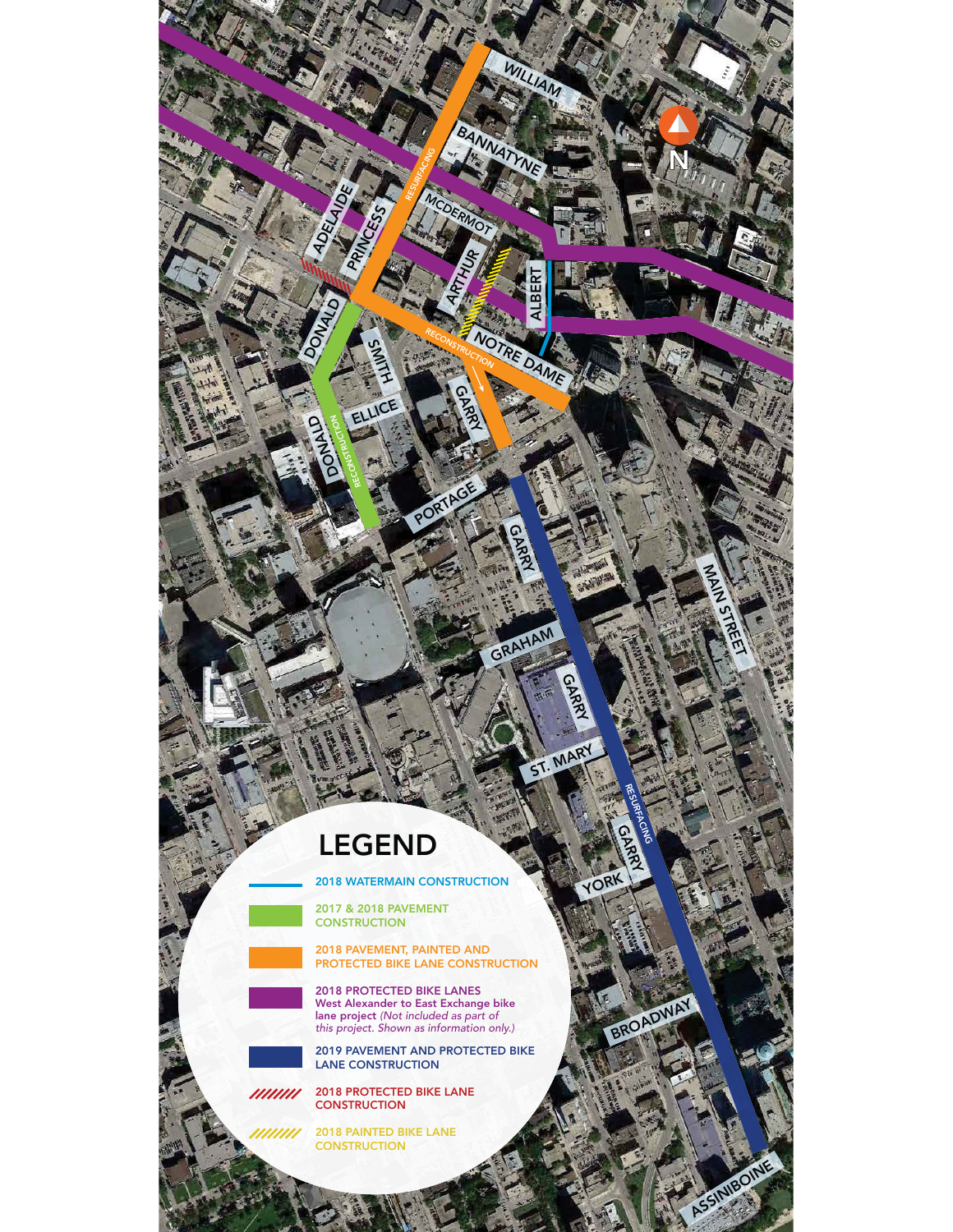# LEGEND

2018 WATERMAIN CONSTRUCTION

2017 & 2018 PAVEMENT CONSTRUCTION

2018 PAVEMENT, PAINTED AND PROTECTED BIKE LANE CONSTRUCTION

2018 PROTECTED BIKE LANES
West Alexander to East Exchange bike lane project *(Not included as part of this project. Shown as information only.)*

2019 PAVEMENT AND PROTECTED BIKE LANE CONSTRUCTION

2018 PROTECTED BIKE LANE CONSTRUCTION

2018 PAINTED BIKE LANE CONSTRUCTION

N

WILLIAM
BANNATYNE
MCDERMOT
ADELAIDE
PRINCESS
ARTHUR
ALBERT
NOTRE DAME
DONALD
SMITH
ELLICE
GARRY
PORTAGE
GRAHAM
ST. MARY
YORK
BROADWAY
ASSINIBOINE
MAIN STREET
RESURFACING
RECONSTRUCTION